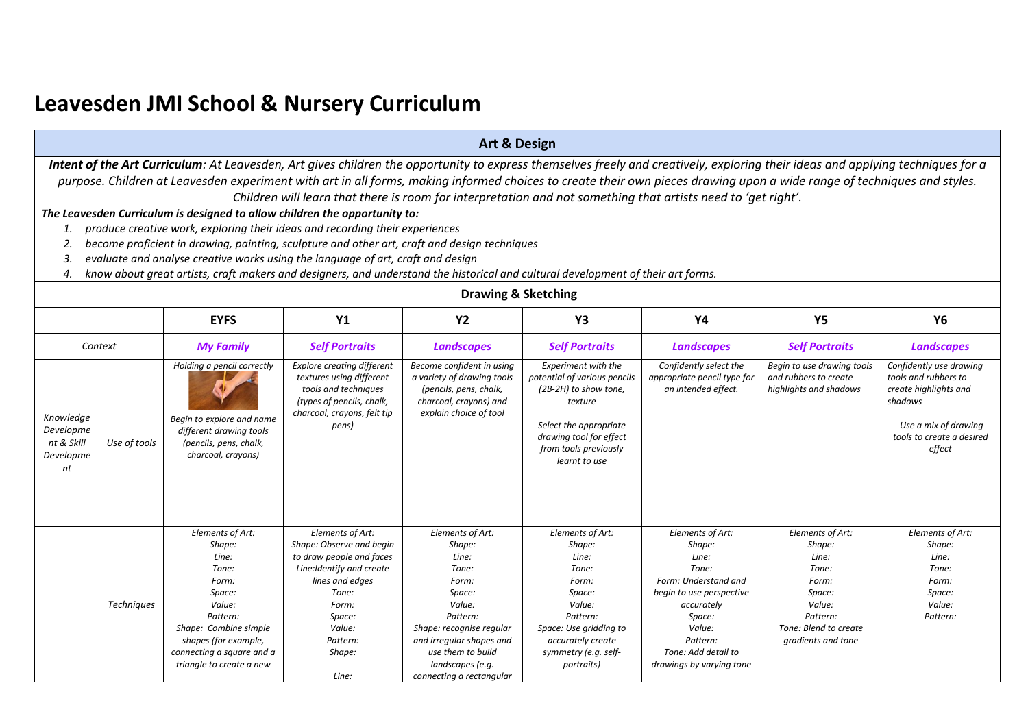# Leavesden JMI School & Nursery Curriculum

## Art & Design

***Intent of the Art Curriculum**: At Leavesden, Art gives children the opportunity to express themselves freely and creatively, exploring their ideas and applying techniques for a purpose. Children at Leavesden experiment with art in all forms, making informed choices to create their own pieces drawing upon a wide range of techniques and styles. Children will learn that there is room for interpretation and not something that artists need to 'get right'.*

***The Leavesden Curriculum is designed to allow children the opportunity to:***

1. *produce creative work, exploring their ideas and recording their experiences*
2. *become proficient in drawing, painting, sculpture and other art, craft and design techniques*
3. *evaluate and analyse creative works using the language of art, craft and design*
4. *know about great artists, craft makers and designers, and understand the historical and cultural development of their art forms.*

### Drawing & Sketching

| | | EYFS | Y1 | Y2 | Y3 | Y4 | Y5 | Y6 |
|---|---|---|---|---|---|---|---|---|
| *Context* | | ***My Family*** | ***Self Portraits*** | ***Landscapes*** | ***Self Portraits*** | ***Landscapes*** | ***Self Portraits*** | ***Landscapes*** |
| *Knowledge Development & Skill Development* | *Use of tools* | *Holding a pencil correctly*<br><br>*Begin to explore and name different drawing tools (pencils, pens, chalk, charcoal, crayons)* | *Explore creating different textures using different tools and techniques (types of pencils, chalk, charcoal, crayons, felt tip pens)* | *Become confident in using a variety of drawing tools (pencils, pens, chalk, charcoal, crayons) and explain choice of tool* | *Experiment with the potential of various pencils (2B-2H) to show tone, texture*<br><br>*Select the appropriate drawing tool for effect from tools previously learnt to use* | *Confidently select the appropriate pencil type for an intended effect.* | *Begin to use drawing tools and rubbers to create highlights and shadows* | *Confidently use drawing tools and rubbers to create highlights and shadows*<br><br>*Use a mix of drawing tools to create a desired effect* |
| | *Techniques* | *Elements of Art:*<br>*Shape:*<br>*Line:*<br>*Tone:*<br>*Form:*<br>*Space:*<br>*Value:*<br>*Pattern:*<br>*Shape: Combine simple shapes (for example, connecting a square and a triangle to create a new* | *Elements of Art:*<br>*Shape: Observe and begin to draw people and faces*<br>*Line:Identify and create lines and edges*<br>*Tone:*<br>*Form:*<br>*Space:*<br>*Value:*<br>*Pattern:*<br>*Shape:*<br><br>*Line:* | *Elements of Art:*<br>*Shape:*<br>*Line:*<br>*Tone:*<br>*Form:*<br>*Space:*<br>*Value:*<br>*Pattern:*<br>*Shape: recognise regular and irregular shapes and use them to build landscapes (e.g. connecting a rectangular* | *Elements of Art:*<br>*Shape:*<br>*Line:*<br>*Tone:*<br>*Form:*<br>*Space:*<br>*Value:*<br>*Pattern:*<br>*Space: Use gridding to accurately create symmetry (e.g. self-portraits)* | *Elements of Art:*<br>*Shape:*<br>*Line:*<br>*Tone:*<br>*Form: Understand and begin to use perspective accurately*<br>*Space:*<br>*Value:*<br>*Pattern:*<br>*Tone: Add detail to drawings by varying tone* | *Elements of Art:*<br>*Shape:*<br>*Line:*<br>*Tone:*<br>*Form:*<br>*Space:*<br>*Value:*<br>*Pattern:*<br>*Tone: Blend to create gradients and tone* | *Elements of Art:*<br>*Shape:*<br>*Line:*<br>*Tone:*<br>*Form:*<br>*Space:*<br>*Value:*<br>*Pattern:* |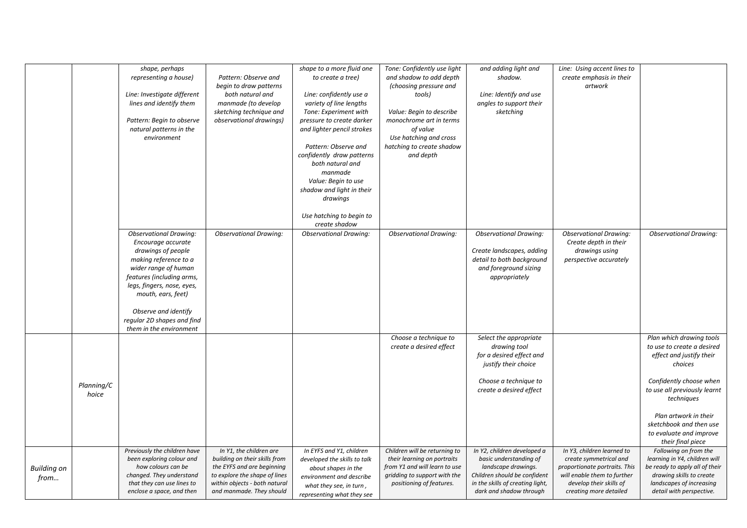| | | | | | | | | |
|---|---|---|---|---|---|---|---|---|
| | | *shape, perhaps representing a house)*<br><br>*Line: Investigate different lines and identify them*<br><br>*Pattern: Begin to observe natural patterns in the environment* | *Pattern: Observe and begin to draw patterns both natural and manmade (to develop sketching technique and observational drawings)* | *shape to a more fluid one to create a tree)*<br><br>*Line: confidently use a variety of line lengths*<br>*Tone: Experiment with pressure to create darker and lighter pencil strokes*<br><br>*Pattern: Observe and confidently draw patterns both natural and manmade*<br>*Value: Begin to use shadow and light in their drawings*<br><br>*Use hatching to begin to create shadow* | *Tone: Confidently use light and shadow to add depth (choosing pressure and tools)*<br><br>*Value: Begin to describe monochrome art in terms of value*<br>*Use hatching and cross hatching to create shadow and depth* | *and adding light and shadow.*<br><br>*Line: Identify and use angles to support their sketching* | *Line: Using accent lines to create emphasis in their artwork* | |
| | | *Observational Drawing: Encourage accurate drawings of people making reference to a wider range of human features (including arms, legs, fingers, nose, eyes, mouth, ears, feet)*<br><br>*Observe and identify regular 2D shapes and find them in the environment* | *Observational Drawing:* | *Observational Drawing:* | *Observational Drawing:* | *Observational Drawing:*<br><br>*Create landscapes, adding detail to both background and foreground sizing appropriately* | *Observational Drawing: Create depth in their drawings using perspective accurately* | *Observational Drawing:* |
| | *Planning/Choice* | | | | *Choose a technique to create a desired effect* | *Select the appropriate drawing tool for a desired effect and justify their choice*<br><br>*Choose a technique to create a desired effect* | | *Plan which drawing tools to use to create a desired effect and justify their choices*<br><br>*Confidently choose when to use all previously learnt techniques*<br><br>*Plan artwork in their sketchbook and then use to evaluate and improve their final piece* |
| *Building on from…* | | *Previously the children have been exploring colour and how colours can be changed. They understand that they can use lines to enclose a space, and then* | *In Y1, the children are building on their skills from the EYFS and are beginning to explore the shape of lines within objects - both natural and manmade. They should* | *In EYFS and Y1, children developed the skills to talk about shapes in the environment and describe what they see, in turn, representing what they see* | *Children will be returning to their learning on portraits from Y1 and will learn to use gridding to support with the positioning of features.* | *In Y2, children developed a basic understanding of landscape drawings. Children should be confident in the skills of creating light, dark and shadow through* | *In Y3, children learned to create symmetrical and proportionate portraits. This will enable them to further develop their skills of creating more detailed* | *Following on from the learning in Y4, children will be ready to apply all of their drawing skills to create landscapes of increasing detail with perspective.* |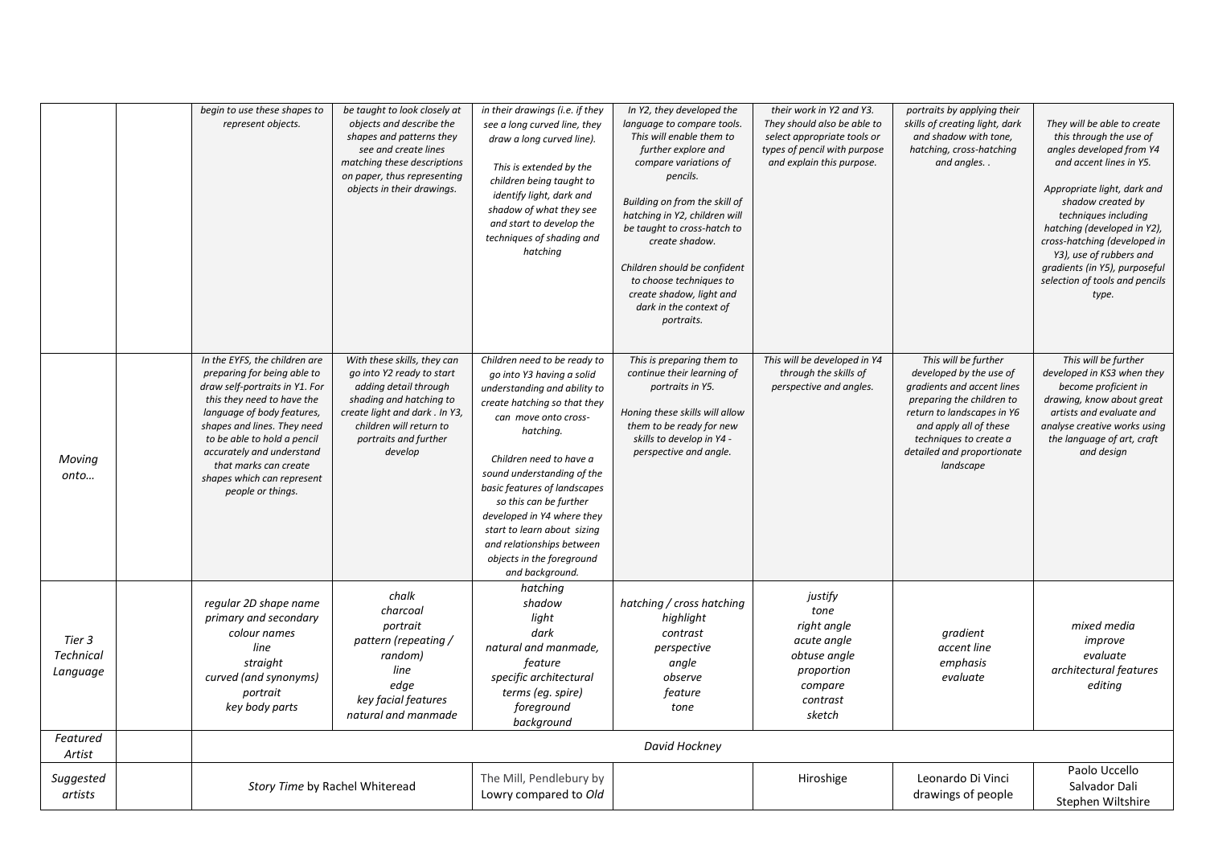| | | | | | | | | |
|---|---|---|---|---|---|---|---|---|
| | | *begin to use these shapes to represent objects.* | *be taught to look closely at objects and describe the shapes and patterns they see and create lines matching these descriptions on paper, thus representing objects in their drawings.* | *in their drawings (i.e. if they see a long curved line, they draw a long curved line).* <br><br> *This is extended by the children being taught to identify light, dark and shadow of what they see and start to develop the techniques of shading and hatching* | *In Y2, they developed the language to compare tools. This will enable them to further explore and compare variations of pencils.* <br><br> *Building on from the skill of hatching in Y2, children will be taught to cross-hatch to create shadow.* <br><br> *Children should be confident to choose techniques to create shadow, light and dark in the context of portraits.* | *their work in Y2 and Y3. They should also be able to select appropriate tools or types of pencil with purpose and explain this purpose.* | *portraits by applying their skills of creating light, dark and shadow with tone, hatching, cross-hatching and angles. .* | *They will be able to create this through the use of angles developed from Y4 and accent lines in Y5.* <br><br> *Appropriate light, dark and shadow created by techniques including hatching (developed in Y2), cross-hatching (developed in Y3), use of rubbers and gradients (in Y5), purposeful selection of tools and pencils type.* |
| *Moving onto…* | | *In the EYFS, the children are preparing for being able to draw self-portraits in Y1. For this they need to have the language of body features, shapes and lines. They need to be able to hold a pencil accurately and understand that marks can create shapes which can represent people or things.* | *With these skills, they can go into Y2 ready to start adding detail through shading and hatching to create light and dark . In Y3, children will return to portraits and further develop* | *Children need to be ready to go into Y3 having a solid understanding and ability to create hatching so that they can move onto cross-hatching.* <br><br> *Children need to have a sound understanding of the basic features of landscapes so this can be further developed in Y4 where they start to learn about sizing and relationships between objects in the foreground and background.* | *This is preparing them to continue their learning of portraits in Y5.* <br><br> *Honing these skills will allow them to be ready for new skills to develop in Y4 - perspective and angle.* | *This will be developed in Y4 through the skills of perspective and angles.* | *This will be further developed by the use of gradients and accent lines preparing the children to return to landscapes in Y6 and apply all of these techniques to create a detailed and proportionate landscape* | *This will be further developed in KS3 when they become proficient in drawing, know about great artists and evaluate and analyse creative works using the language of art, craft and design* |
| *Tier 3 Technical Language* | | *regular 2D shape name* <br> *primary and secondary colour names* <br> *line* <br> *straight* <br> *curved (and synonyms)* <br> *portrait* <br> *key body parts* | *chalk* <br> *charcoal* <br> *portrait* <br> *pattern (repeating / random)* <br> *line* <br> *edge* <br> *key facial features* <br> *natural and manmade* | *hatching* <br> *shadow* <br> *light* <br> *dark* <br> *natural and manmade,* <br> *feature* <br> *specific architectural terms (eg. spire)* <br> *foreground* <br> *background* | *hatching / cross hatching* <br> *highlight* <br> *contrast* <br> *perspective* <br> *angle* <br> *observe* <br> *feature* <br> *tone* | *justify* <br> *tone* <br> *right angle* <br> *acute angle* <br> *obtuse angle* <br> *proportion* <br> *compare* <br> *contrast* <br> *sketch* | *gradient* <br> *accent line* <br> *emphasis* <br> *evaluate* | *mixed media* <br> *improve* <br> *evaluate* <br> *architectural features* <br> *editing* |
| *Featured Artist* | | *David Hockney* | | | | | | |
| *Suggested artists* | | *Story Time* by Rachel Whiteread | | The Mill, Pendlebury by Lowry compared to *Old* | | Hiroshige | Leonardo Di Vinci drawings of people | Paolo Uccello <br> Salvador Dali <br> Stephen Wiltshire |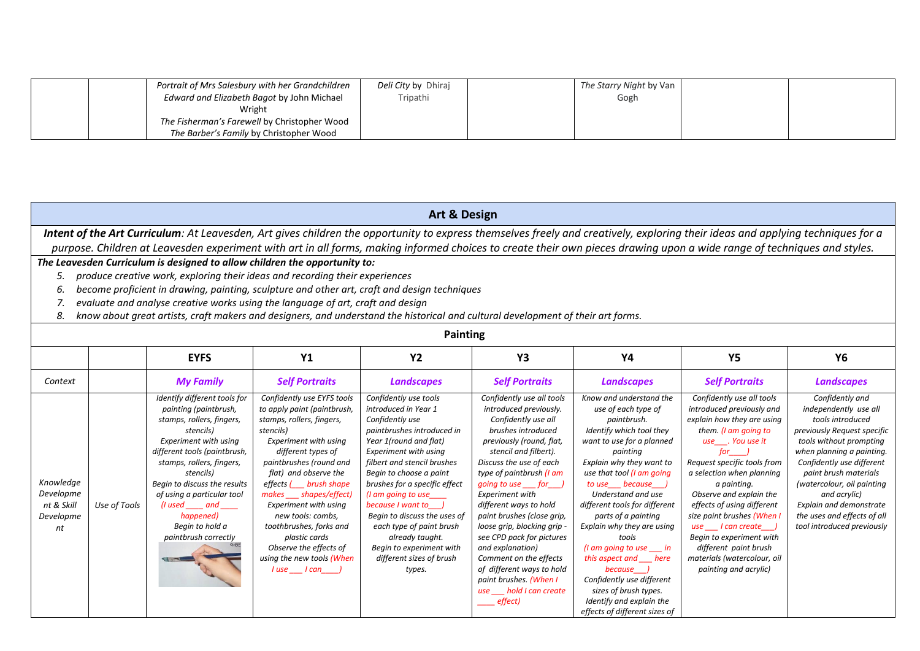| | | | | | | | | |
|---|---|---|---|---|---|---|---|---|
| | | *Portrait of Mrs Salesbury with her Grandchildren Edward and Elizabeth Bagot* by John Michael Wright<br>*The Fisherman's Farewell* by Christopher Wood<br>*The Barber's Family* by Christopher Wood | *Deli City* by Dhiraj Tripathi | | *The Starry Night* by Van Gogh | | |

## Art & Design

***Intent of the Art Curriculum**: At Leavesden, Art gives children the opportunity to express themselves freely and creatively, exploring their ideas and applying techniques for a purpose. Children at Leavesden experiment with art in all forms, making informed choices to create their own pieces drawing upon a wide range of techniques and styles.*

***The Leavesden Curriculum is designed to allow children the opportunity to:***

5. *produce creative work, exploring their ideas and recording their experiences*
6. *become proficient in drawing, painting, sculpture and other art, craft and design techniques*
7. *evaluate and analyse creative works using the language of art, craft and design*
8. *know about great artists, craft makers and designers, and understand the historical and cultural development of their art forms.*

### Painting

| | | EYFS | Y1 | Y2 | Y3 | Y4 | Y5 | Y6 |
|---|---|---|---|---|---|---|---|---|
| *Context* | | ***My Family*** | ***Self Portraits*** | ***Landscapes*** | ***Self Portraits*** | ***Landscapes*** | ***Self Portraits*** | ***Landscapes*** |
| *Knowledge Development & Skill Development* | *Use of Tools* | *Identify different tools for painting (paintbrush, stamps, rollers, fingers, stencils)*<br>*Experiment with using different tools (paintbrush, stamps, rollers, fingers, stencils)*<br>*Begin to discuss the results of using a particular tool (I used ____ and ____ happened)*<br>*Begin to hold a paintbrush correctly* | *Confidently use EYFS tools to apply paint (paintbrush, stamps, rollers, fingers, stencils)*<br>*Experiment with using different types of paintbrushes (round and flat) and observe the effects (___ brush shape makes ___ shapes/effect)*<br>*Experiment with using new tools: combs, toothbrushes, forks and plastic cards*<br>*Observe the effects of using the new tools (When I use ___ I can____)* | *Confidently use tools introduced in Year 1*<br>*Confidently use paintbrushes introduced in Year 1(round and flat)*<br>*Experiment with using filbert and stencil brushes*<br>*Begin to choose a paint brushes for a specific effect (I am going to use____ because I want to___)*<br>*Begin to discuss the uses of each type of paint brush already taught.*<br>*Begin to experiment with different sizes of brush types.* | *Confidently use all tools introduced previously.*<br>*Confidently use all brushes introduced previously (round, flat, stencil and filbert).*<br>*Discuss the use of each type of paintbrush (I am going to use ___ for___)*<br>*Experiment with different ways to hold paint brushes (close grip, loose grip, blocking grip - see CPD pack for pictures and explanation)*<br>*Comment on the effects of different ways to hold paint brushes. (When I use ___ hold I can create ____ effect)* | *Know and understand the use of each type of paintbrush.*<br>*Identify which tool they want to use for a planned painting*<br>*Explain why they want to use that tool (I am going to use___ because___)*<br>*Understand and use different tools for different parts of a painting*<br>*Explain why they are using tools*<br>*(I am going to use ___ in this aspect and ___ here because___)*<br>*Confidently use different sizes of brush types.*<br>*Identify and explain the effects of different sizes of* | *Confidently use all tools introduced previously and explain how they are using them. (I am going to use___. You use it for____)*<br>*Request specific tools from a selection when planning a painting.*<br>*Observe and explain the effects of using different size paint brushes (When I use ___ I can create___)*<br>*Begin to experiment with different paint brush materials (watercolour, oil painting and acrylic)* | *Confidently and independently use all tools introduced previously Request specific tools without prompting when planning a painting.*<br>*Confidently use different paint brush materials (watercolour, oil painting and acrylic)*<br>*Explain and demonstrate the uses and effects of all tool introduced previously* |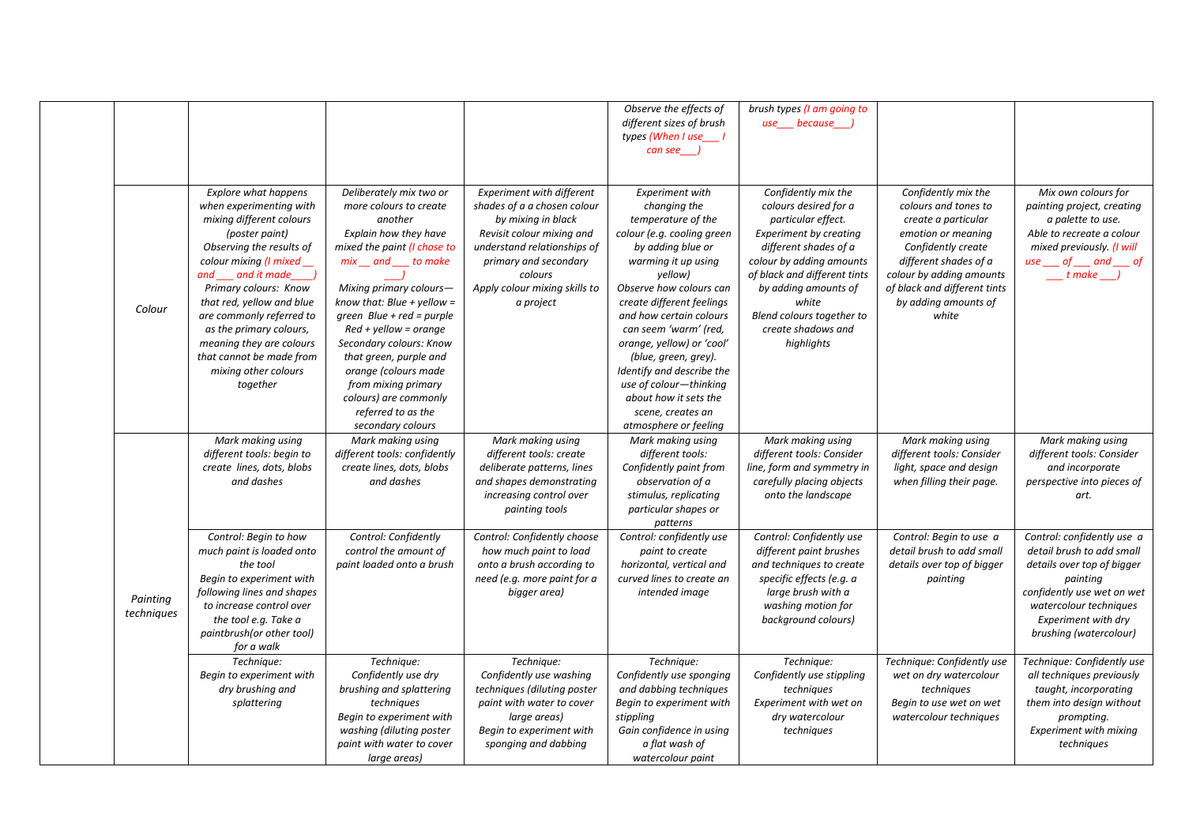| | | | | | | | | |
|---|---|---|---|---|---|---|---|---|
| | | | | | *Observe the effects of different sizes of brush types (When I use___ I can see___)* | *brush types (I am going to use___ because___)* | | |
| | Colour | *Explore what happens when experimenting with mixing different colours (poster paint)*<br>*Observing the results of colour mixing (I mixed __ and ___ and it made____)*<br>*Primary colours: Know that red, yellow and blue are commonly referred to as the primary colours, meaning they are colours that cannot be made from mixing other colours together* | *Deliberately mix two or more colours to create another*<br>*Explain how they have mixed the paint (I chose to mix __ and ___ to make ___)*<br>*Mixing primary colours—know that: Blue + yellow = green Blue + red = purple Red + yellow = orange*<br>*Secondary colours: Know that green, purple and orange (colours made from mixing primary colours) are commonly referred to as the secondary colours* | *Experiment with different shades of a a chosen colour by mixing in black*<br>*Revisit colour mixing and understand relationships of primary and secondary colours*<br>*Apply colour mixing skills to a project* | *Experiment with changing the temperature of the colour (e.g. cooling green by adding blue or warming it up using yellow)*<br>*Observe how colours can create different feelings and how certain colours can seem 'warm' (red, orange, yellow) or 'cool' (blue, green, grey).*<br>*Identify and describe the use of colour—thinking about how it sets the scene, creates an atmosphere or feeling* | *Confidently mix the colours desired for a particular effect.*<br>*Experiment by creating different shades of a colour by adding amounts of black and different tints by adding amounts of white*<br>*Blend colours together to create shadows and highlights* | *Confidently mix the colours and tones to create a particular emotion or meaning*<br>*Confidently create different shades of a colour by adding amounts of black and different tints by adding amounts of white* | *Mix own colours for painting project, creating a palette to use.*<br>*Able to recreate a colour mixed previously. (I will use ___ of ___ and ___ of ___ t make ___)* |
| | Painting techniques | *Mark making using different tools: begin to create lines, dots, blobs and dashes* | *Mark making using different tools: confidently create lines, dots, blobs and dashes* | *Mark making using different tools: create deliberate patterns, lines and shapes demonstrating increasing control over painting tools* | *Mark making using different tools: Confidently paint from observation of a stimulus, replicating particular shapes or patterns* | *Mark making using different tools: Consider line, form and symmetry in carefully placing objects onto the landscape* | *Mark making using different tools: Consider light, space and design when filling their page.* | *Mark making using different tools: Consider and incorporate perspective into pieces of art.* |
| | | *Control: Begin to how much paint is loaded onto the tool*<br>*Begin to experiment with following lines and shapes to increase control over the tool e.g. Take a paintbrush(or other tool) for a walk* | *Control: Confidently control the amount of paint loaded onto a brush* | *Control: Confidently choose how much paint to load onto a brush according to need (e.g. more paint for a bigger area)* | *Control: confidently use paint to create horizontal, vertical and curved lines to create an intended image* | *Control: Confidently use different paint brushes and techniques to create specific effects (e.g. a large brush with a washing motion for background colours)* | *Control: Begin to use a detail brush to add small details over top of bigger painting* | *Control: confidently use a detail brush to add small details over top of bigger painting*<br>*confidently use wet on wet watercolour techniques*<br>*Experiment with dry brushing (watercolour)* |
| | | *Technique:*<br>*Begin to experiment with dry brushing and splattering* | *Technique:*<br>*Confidently use dry brushing and splattering techniques*<br>*Begin to experiment with washing (diluting poster paint with water to cover large areas)* | *Technique:*<br>*Confidently use washing techniques (diluting poster paint with water to cover large areas)*<br>*Begin to experiment with sponging and dabbing* | *Technique:*<br>*Confidently use sponging and dabbing techniques*<br>*Begin to experiment with stippling*<br>*Gain confidence in using a flat wash of watercolour paint* | *Technique:*<br>*Confidently use stippling techniques*<br>*Experiment with wet on dry watercolour techniques* | *Technique: Confidently use wet on dry watercolour techniques*<br>*Begin to use wet on wet watercolour techniques* | *Technique: Confidently use all techniques previously taught, incorporating them into design without prompting.*<br>*Experiment with mixing techniques* |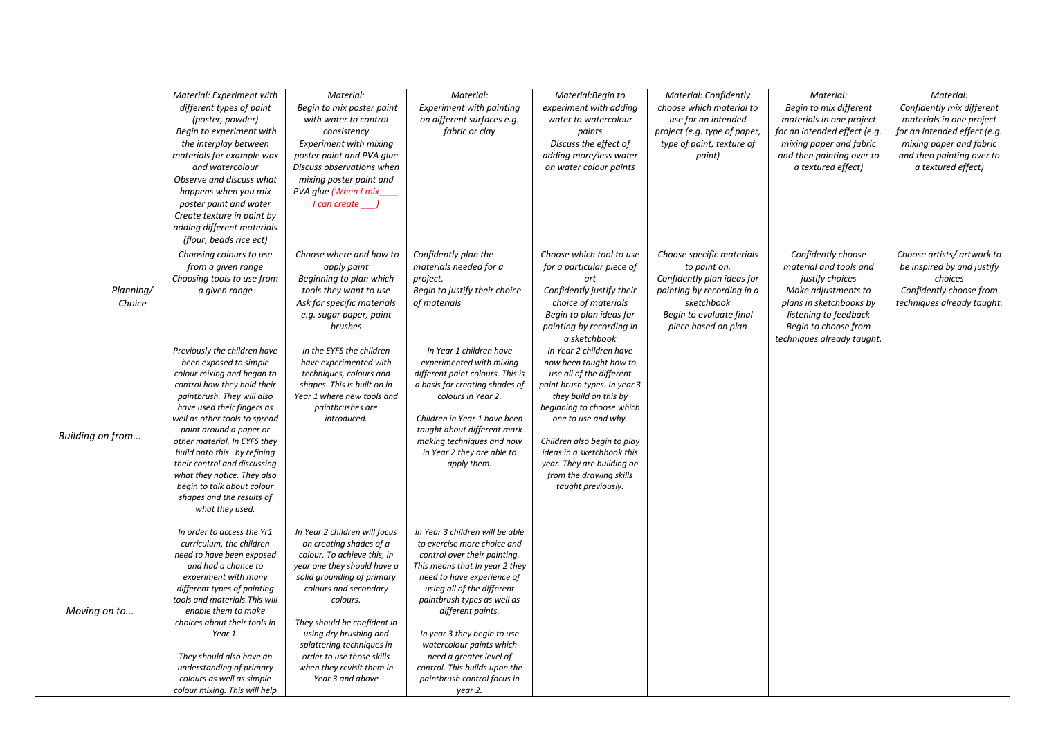| | | | | | | | | |
|---|---|---|---|---|---|---|---|---|
| | | Material: Experiment with different types of paint (poster, powder) Begin to experiment with the interplay between materials for example wax and watercolour Observe and discuss what happens when you mix poster paint and water Create texture in paint by adding different materials (flour, beads rice ect) | Material: Begin to mix poster paint with water to control consistency Experiment with mixing poster paint and PVA glue Discuss observations when mixing poster paint and PVA glue (When I mix____ I can create ___) | Material: Experiment with painting on different surfaces e.g. fabric or clay | Material:Begin to experiment with adding water to watercolour paints Discuss the effect of adding more/less water on water colour paints | Material: Confidently choose which material to use for an intended project (e.g. type of paper, type of paint, texture of paint) | Material: Begin to mix different materials in one project for an intended effect (e.g. mixing paper and fabric and then painting over to a textured effect) | Material: Confidently mix different materials in one project for an intended effect (e.g. mixing paper and fabric and then painting over to a textured effect) |
| | Planning/ Choice | Choosing colours to use from a given range Choosing tools to use from a given range | Choose where and how to apply paint Beginning to plan which tools they want to use Ask for specific materials e.g. sugar paper, paint brushes | Confidently plan the materials needed for a project. Begin to justify their choice of materials | Choose which tool to use for a particular piece of art Confidently justify their choice of materials Begin to plan ideas for painting by recording in a sketchbook | Choose specific materials to paint on. Confidently plan ideas for painting by recording in a sketchbook Begin to evaluate final piece based on plan | Confidently choose material and tools and justify choices Make adjustments to plans in sketchbooks by listening to feedback Begin to choose from techniques already taught. | Choose artists/ artwork to be inspired by and justify choices Confidently choose from techniques already taught. |
| Building on from... | | Previously the children have been exposed to simple colour mixing and began to control how they hold their paintbrush. They will also have used their fingers as well as other tools to spread paint around a paper or other material. In EYFS they build onto this by refining their control and discussing what they notice. They also begin to talk about colour shapes and the results of what they used. | In the EYFS the children have experimented with techniques, colours and shapes. This is built on in Year 1 where new tools and paintbrushes are introduced. | In Year 1 children have experimented with mixing different paint colours. This is a basis for creating shades of colours in Year 2. Children in Year 1 have been taught about different mark making techniques and now in Year 2 they are able to apply them. | In Year 2 children have now been taught how to use all of the different paint brush types. In year 3 they build on this by beginning to choose which one to use and why. Children also begin to play ideas in a sketchbook this year. They are building on from the drawing skills taught previously. | | | |
| Moving on to... | | In order to access the Yr1 curriculum, the children need to have been exposed and had a chance to experiment with many different types of painting tools and materials.This will enable them to make choices about their tools in Year 1. They should also have an understanding of primary colours as well as simple colour mixing. This will help | In Year 2 children will focus on creating shades of a colour. To achieve this, in year one they should have a solid grounding of primary colours and secondary colours. They should be confident in using dry brushing and splattering techniques in order to use those skills when they revisit them in Year 3 and above | In Year 3 children will be able to exercise more choice and control over their painting. This means that In year 2 they need to have experience of using all of the different paintbrush types as well as different paints. In year 3 they begin to use watercolour paints which need a greater level of control. This builds upon the paintbrush control focus in year 2. | | | | |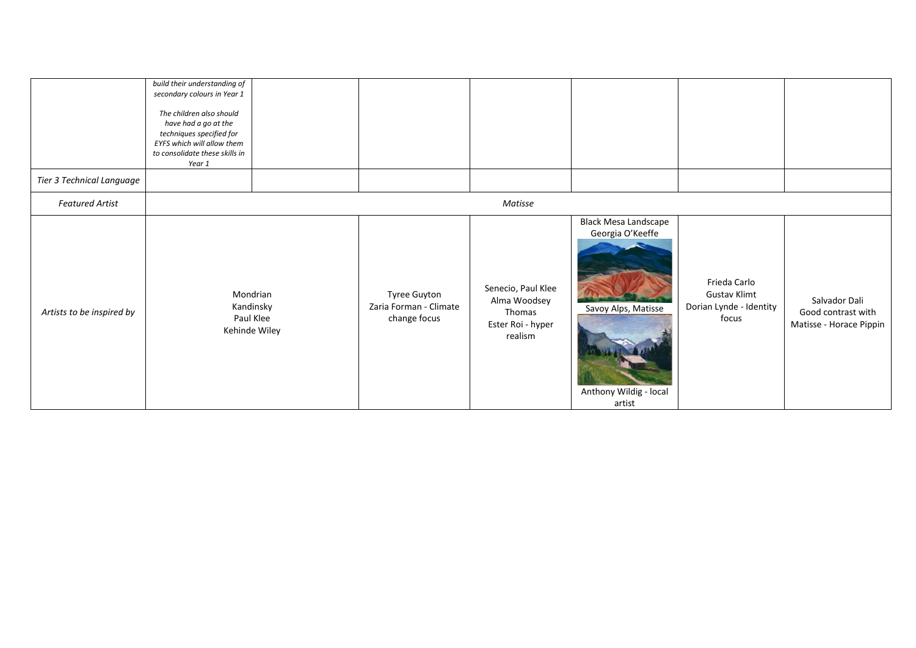| | | | | | | | |
|---|---|---|---|---|---|---|---|
| | *build their understanding of secondary colours in Year 1*<br><br>*The children also should have had a go at the techniques specified for EYFS which will allow them to consolidate these skills in Year 1* | | | | | | |
| *Tier 3 Technical Language* | | | | | | | |
| *Featured Artist* | *Matisse* | | | | | | |
| *Artists to be inspired by* | Mondrian<br>Kandinsky<br>Paul Klee<br>Kehinde Wiley | | Tyree Guyton<br>Zaria Forman - Climate change focus | Senecio, Paul Klee<br>Alma Woodsey Thomas<br>Ester Roi - hyper realism | Black Mesa Landscape Georgia O'Keeffe<br>Savoy Alps, Matisse<br>Anthony Wildig - local artist | Frieda Carlo<br>Gustav Klimt<br>Dorian Lynde - Identity focus | Salvador Dali<br>Good contrast with Matisse - Horace Pippin |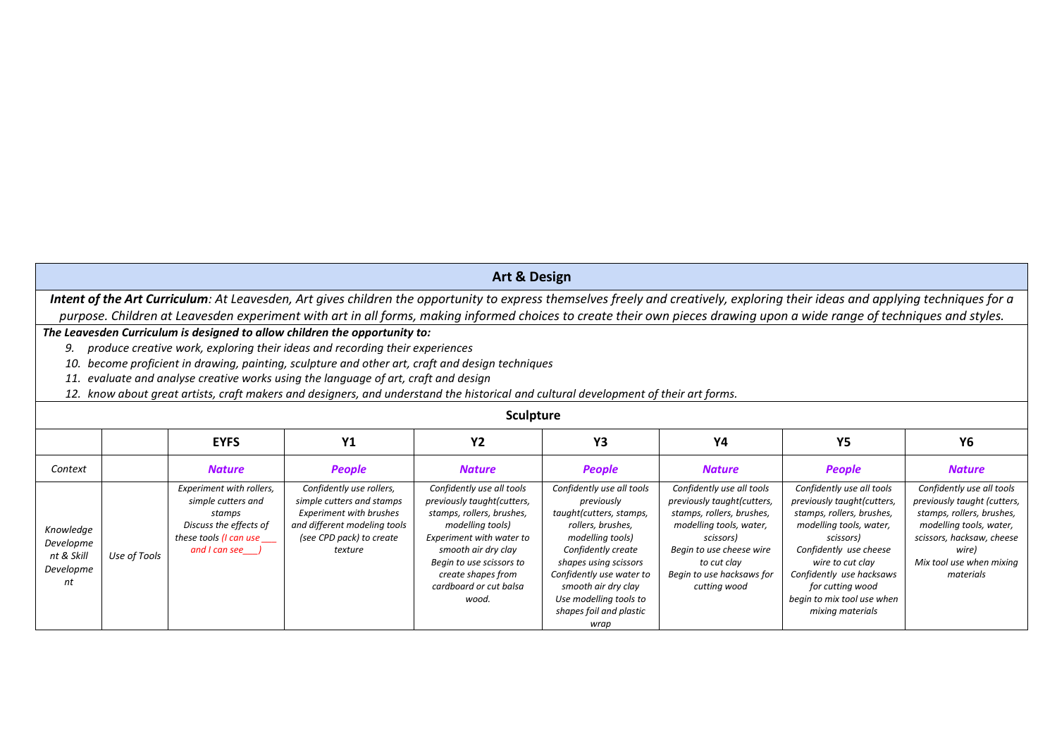## Art & Design

***Intent of the Art Curriculum**: At Leavesden, Art gives children the opportunity to express themselves freely and creatively, exploring their ideas and applying techniques for a purpose. Children at Leavesden experiment with art in all forms, making informed choices to create their own pieces drawing upon a wide range of techniques and styles.*

***The Leavesden Curriculum is designed to allow children the opportunity to:***

9. *produce creative work, exploring their ideas and recording their experiences*
10. *become proficient in drawing, painting, sculpture and other art, craft and design techniques*
11. *evaluate and analyse creative works using the language of art, craft and design*
12. *know about great artists, craft makers and designers, and understand the historical and cultural development of their art forms.*

### Sculpture

| | | EYFS | Y1 | Y2 | Y3 | Y4 | Y5 | Y6 |
|---|---|---|---|---|---|---|---|---|
| *Context* | | ***Nature*** | ***People*** | ***Nature*** | ***People*** | ***Nature*** | ***People*** | ***Nature*** |
| *Knowledge Development & Skill Development* | *Use of Tools* | *Experiment with rollers, simple cutters and stamps<br>Discuss the effects of these tools (I can use ___ and I can see___)* | *Confidently use rollers, simple cutters and stamps<br>Experiment with brushes and different modeling tools (see CPD pack) to create texture* | *Confidently use all tools previously taught(cutters, stamps, rollers, brushes, modelling tools)<br>Experiment with water to smooth air dry clay<br>Begin to use scissors to create shapes from cardboard or cut balsa wood.* | *Confidently use all tools previously taught(cutters, stamps, rollers, brushes, modelling tools)<br>Confidently create shapes using scissors<br>Confidently use water to smooth air dry clay<br>Use modelling tools to shapes foil and plastic wrap* | *Confidently use all tools previously taught(cutters, stamps, rollers, brushes, modelling tools, water, scissors)<br>Begin to use cheese wire to cut clay<br>Begin to use hacksaws for cutting wood* | *Confidently use all tools previously taught(cutters, stamps, rollers, brushes, modelling tools, water, scissors)<br>Confidently use cheese wire to cut clay<br>Confidently use hacksaws for cutting wood<br>begin to mix tool use when mixing materials* | *Confidently use all tools previously taught (cutters, stamps, rollers, brushes, modelling tools, water, scissors, hacksaw, cheese wire)<br>Mix tool use when mixing materials* |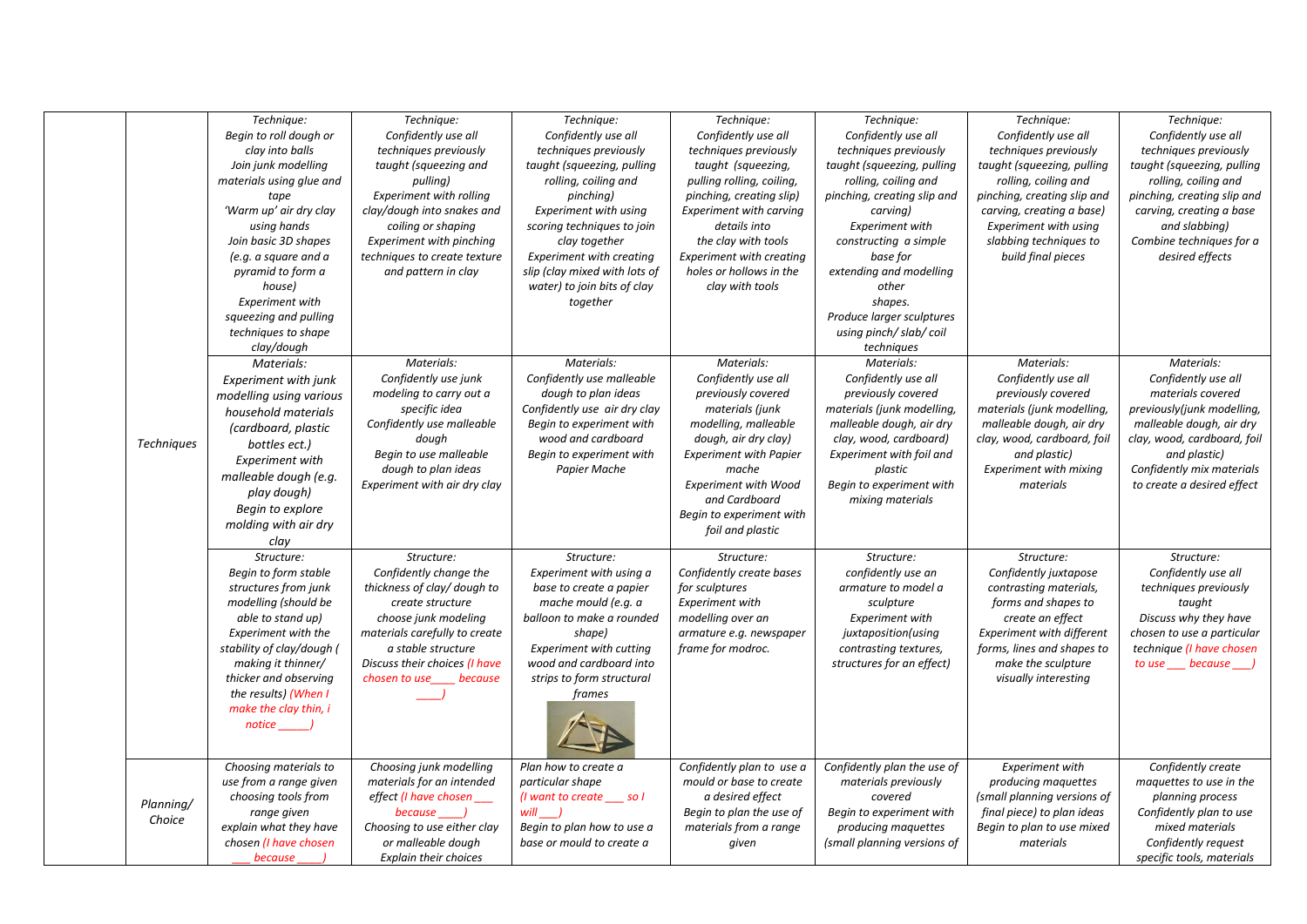| | | | | | | | | |
|---|---|---|---|---|---|---|---|---|
| | Techniques | Technique: Begin to roll dough or clay into balls Join junk modelling materials using glue and tape 'Warm up' air dry clay using hands Join basic 3D shapes (e.g. a square and a pyramid to form a house) Experiment with squeezing and pulling techniques to shape clay/dough | Technique: Confidently use all techniques previously taught (squeezing and pulling) Experiment with rolling clay/dough into snakes and coiling or shaping Experiment with pinching techniques to create texture and pattern in clay | Technique: Confidently use all techniques previously taught (squeezing, pulling rolling, coiling and pinching) Experiment with using scoring techniques to join clay together Experiment with creating slip (clay mixed with lots of water) to join bits of clay together | Technique: Confidently use all techniques previously taught (squeezing, pulling rolling, coiling, pinching, creating slip) Experiment with carving details into the clay with tools Experiment with creating holes or hollows in the clay with tools | Technique: Confidently use all techniques previously taught (squeezing, pulling rolling, coiling and pinching, creating slip and carving) Experiment with constructing a simple base for extending and modelling other shapes. Produce larger sculptures using pinch/ slab/ coil techniques | Technique: Confidently use all techniques previously taught (squeezing, pulling rolling, coiling and pinching, creating slip and carving, creating a base) Experiment with using slabbing techniques to build final pieces | Technique: Confidently use all techniques previously taught (squeezing, pulling rolling, coiling and pinching, creating slip and carving, creating a base and slabbing) Combine techniques for a desired effects |
| | | Materials: Experiment with junk modelling using various household materials (cardboard, plastic bottles ect.) Experiment with malleable dough (e.g. play dough) Begin to explore molding with air dry clay | Materials: Confidently use junk modeling to carry out a specific idea Confidently use malleable dough Begin to use malleable dough to plan ideas Experiment with air dry clay | Materials: Confidently use malleable dough to plan ideas Confidently use air dry clay Begin to experiment with wood and cardboard Begin to experiment with Papier Mache | Materials: Confidently use all previously covered materials (junk modelling, malleable dough, air dry clay) Experiment with Papier mache Experiment with Wood and Cardboard Begin to experiment with foil and plastic | Materials: Confidently use all previously covered materials (junk modelling, malleable dough, air dry clay, wood, cardboard) Experiment with foil and plastic Begin to experiment with mixing materials | Materials: Confidently use all previously covered materials (junk modelling, malleable dough, air dry clay, wood, cardboard, foil and plastic) Experiment with mixing materials | Materials: Confidently use all materials covered previously(junk modelling, malleable dough, air dry clay, wood, cardboard, foil and plastic) Confidently mix materials to create a desired effect |
| | | Structure: Begin to form stable structures from junk modelling (should be able to stand up) Experiment with the stability of clay/dough ( making it thinner/ thicker and observing the results) (When I make the clay thin, i notice _____) | Structure: Confidently change the thickness of clay/ dough to create structure choose junk modeling materials carefully to create a stable structure Discuss their choices (I have chosen to use____ because ____) | Structure: Experiment with using a base to create a papier mache mould (e.g. a balloon to make a rounded shape) Experiment with cutting wood and cardboard into strips to form structural frames | Structure: Confidently create bases for sculptures Experiment with modelling over an armature e.g. newspaper frame for modroc. | Structure: confidently use an armature to model a sculpture Experiment with juxtaposition(using contrasting textures, structures for an effect) | Structure: Confidently juxtapose contrasting materials, forms and shapes to create an effect Experiment with different forms, lines and shapes to make the sculpture visually interesting | Structure: Confidently use all techniques previously taught Discuss why they have chosen to use a particular technique (I have chosen to use ___ because ___) |
| | Planning/ Choice | Choosing materials to use from a range given choosing tools from range given explain what they have chosen (I have chosen ___ because ____) | Choosing junk modelling materials for an intended effect (I have chosen ___ because ____) Choosing to use either clay or malleable dough Explain their choices | Plan how to create a particular shape (I want to create ___ so I will ___) Begin to plan how to use a base or mould to create a | Confidently plan to use a mould or base to create a desired effect Begin to plan the use of materials from a range given | Confidently plan the use of materials previously covered Begin to experiment with producing maquettes (small planning versions of | Experiment with producing maquettes (small planning versions of final piece) to plan ideas Begin to plan to use mixed materials | Confidently create maquettes to use in the planning process Confidently plan to use mixed materials Confidently request specific tools, materials |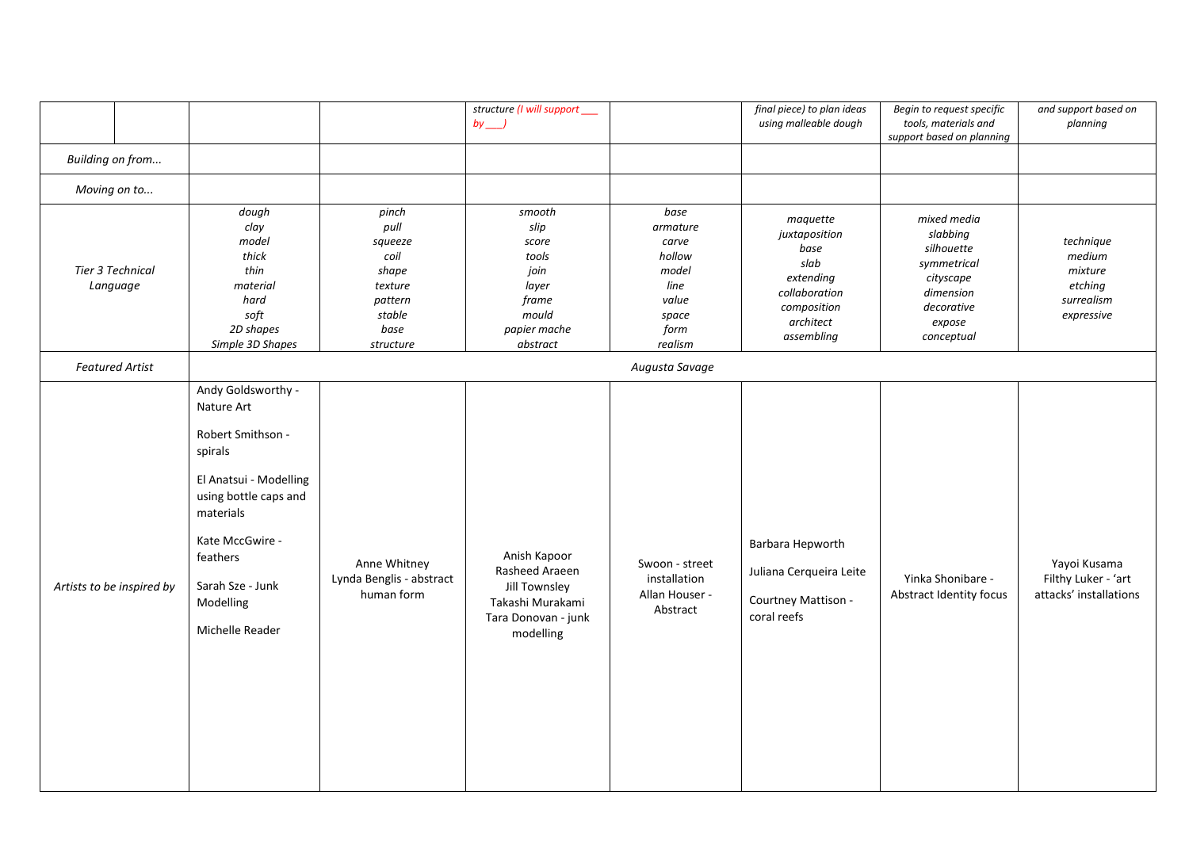| | | | | | | | | |
|---|---|---|---|---|---|---|---|---|
| | | | structure (I will support ___ by ___) | | final piece) to plan ideas using malleable dough | Begin to request specific tools, materials and support based on planning | and support based on planning |
| *Building on from...* | | | | | | | |
| *Moving on to...* | | | | | | | |
| *Tier 3 Technical Language* | *dough clay model thick thin material hard soft 2D shapes Simple 3D Shapes* | *pinch pull squeeze coil shape texture pattern stable base structure* | *smooth slip score tools join layer frame mould papier mache abstract* | *base armature carve hollow model line value space form realism* | *maquette juxtaposition base slab extending collaboration composition architect assembling* | *mixed media slabbing silhouette symmetrical cityscape dimension decorative expose conceptual* | *technique medium mixture etching surrealism expressive* |
| *Featured Artist* | *Augusta Savage* | | | | | | |
| *Artists to be inspired by* | Andy Goldsworthy - Nature Art<br><br>Robert Smithson - spirals<br><br>El Anatsui - Modelling using bottle caps and materials<br><br>Kate MccGwire - feathers<br><br>Sarah Sze - Junk Modelling<br><br>Michelle Reader | Anne Whitney<br>Lynda Benglis - abstract human form | Anish Kapoor<br>Rasheed Araeen<br>Jill Townsley<br>Takashi Murakami<br>Tara Donovan - junk modelling | Swoon - street installation<br>Allan Houser - Abstract | Barbara Hepworth<br><br>Juliana Cerqueira Leite<br><br>Courtney Mattison - coral reefs | Yinka Shonibare - Abstract Identity focus | Yayoi Kusama<br>Filthy Luker - 'art attacks' installations |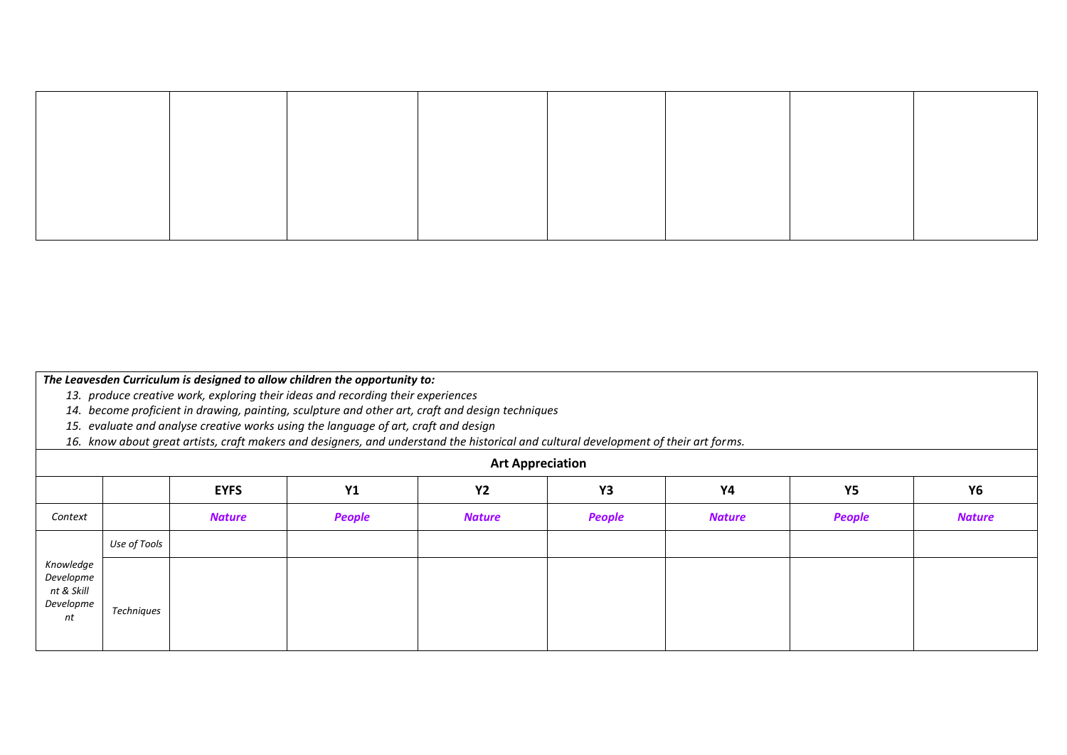| | | | | | | | |
|---|---|---|---|---|---|---|---|
| | | | | | | | |

***The Leavesden Curriculum is designed to allow children the opportunity to:***

13. *produce creative work, exploring their ideas and recording their experiences*
14. *become proficient in drawing, painting, sculpture and other art, craft and design techniques*
15. *evaluate and analyse creative works using the language of art, craft and design*
16. *know about great artists, craft makers and designers, and understand the historical and cultural development of their art forms.*

**Art Appreciation**

| | | **EYFS** | **Y1** | **Y2** | **Y3** | **Y4** | **Y5** | **Y6** |
|---|---|---|---|---|---|---|---|---|
| *Context* | | ***Nature*** | ***People*** | ***Nature*** | ***People*** | ***Nature*** | ***People*** | ***Nature*** |
| *Knowledge Development & Skill Development* | *Use of Tools* | | | | | | | |
| | *Techniques* | | | | | | | |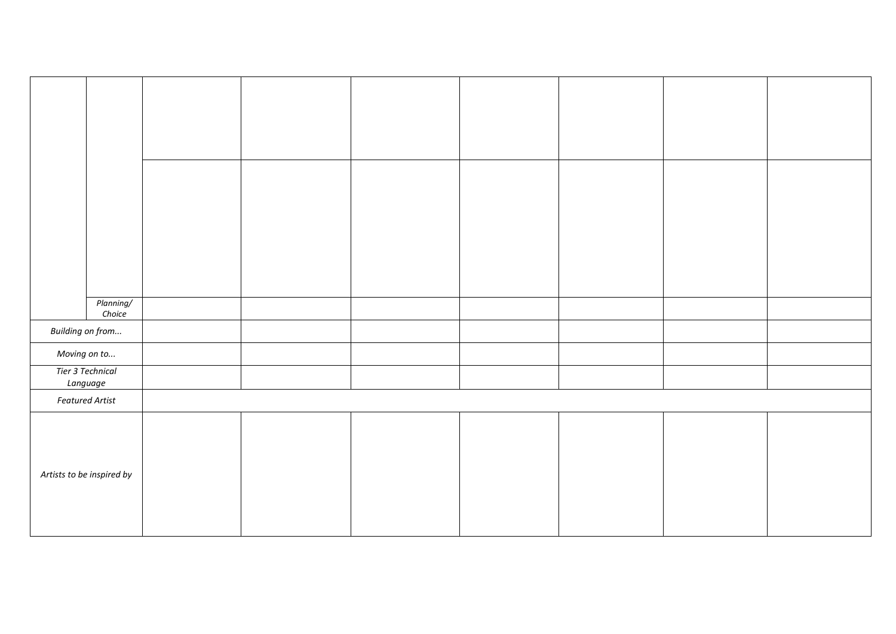| | | | | | | | | |
|---|---|---|---|---|---|---|---|---|
| | | | | | | | | |
| | | | | | | | | |
| | *Planning/ Choice* | | | | | | | |
| *Building on from...* | | | | | | | | |
| *Moving on to...* | | | | | | | | |
| *Tier 3 Technical Language* | | | | | | | | |
| *Featured Artist* | | | | | | | | |
| *Artists to be inspired by* | | | | | | | | |